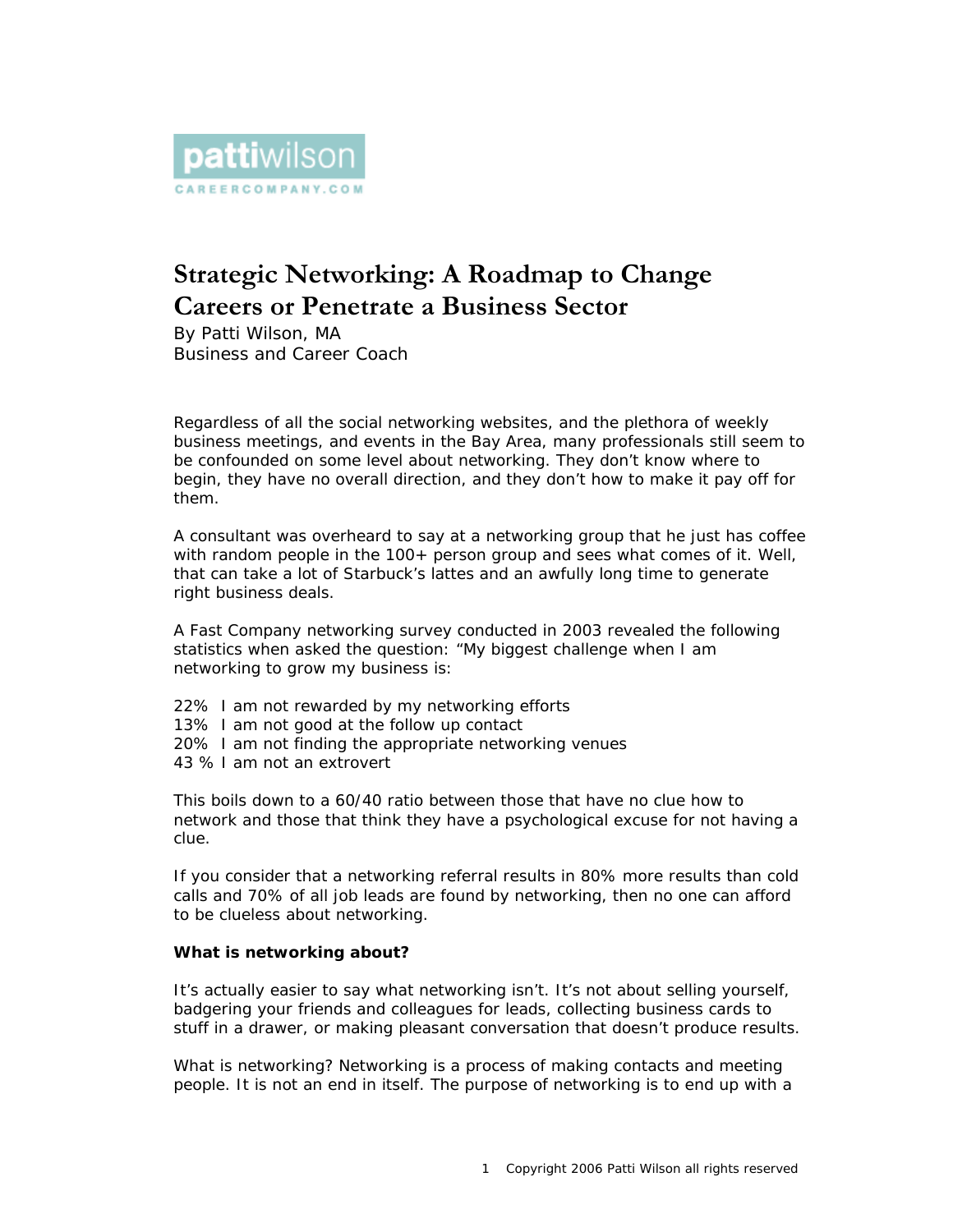pattiwilson
CAREERCOMPANY.COM

# Strategic Networking: A Roadmap to Change Careers or Penetrate a Business Sector

By Patti Wilson, MA
Business and Career Coach

Regardless of all the social networking websites, and the plethora of weekly business meetings, and events in the Bay Area, many professionals still seem to be confounded on some level about networking. They don't know where to begin, they have no overall direction, and they don't how to make it pay off for them.

A consultant was overheard to say at a networking group that he just has coffee with random people in the 100+ person group and sees what comes of it. Well, that can take a lot of Starbuck's lattes and an awfully long time to generate right business deals.

A Fast Company networking survey conducted in 2003 revealed the following statistics when asked the question: "My biggest challenge when I am networking to grow my business is:

22% I am not rewarded by my networking efforts
13% I am not good at the follow up contact
20% I am not finding the appropriate networking venues
43 % I am not an extrovert

This boils down to a 60/40 ratio between those that have no clue how to network and those that think they have a psychological excuse for not having a clue.

If you consider that a networking referral results in 80% more results than cold calls and 70% of all job leads are found by networking, then no one can afford to be clueless about networking.

**What is networking about?**

It's actually easier to say what networking isn't. It's not about selling yourself, badgering your friends and colleagues for leads, collecting business cards to stuff in a drawer, or making pleasant conversation that doesn't produce results.

What is networking? Networking is a process of making contacts and meeting people. It is not an end in itself. The purpose of networking is to end up with a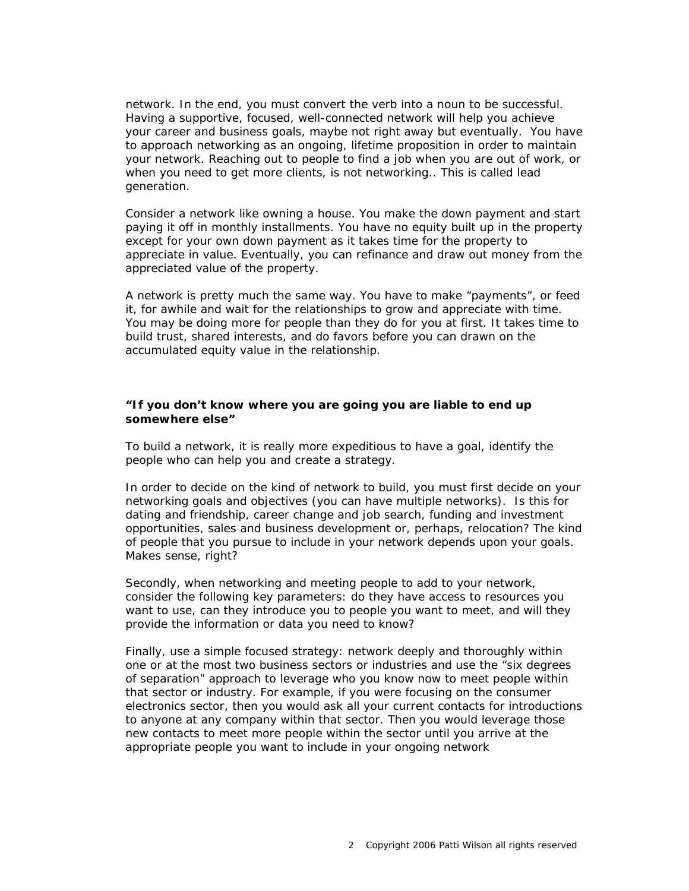network. In the end, you must convert the verb into a noun to be successful. Having a supportive, focused, well-connected network will help you achieve your career and business goals, maybe not right away but eventually. You have to approach networking as an ongoing, lifetime proposition in order to maintain your network. Reaching out to people to find a job when you are out of work, or when you need to get more clients, is not networking.. This is called lead generation.

Consider a network like owning a house. You make the down payment and start paying it off in monthly installments. You have no equity built up in the property except for your own down payment as it takes time for the property to appreciate in value. Eventually, you can refinance and draw out money from the appreciated value of the property.

A network is pretty much the same way. You have to make "payments", or feed it, for awhile and wait for the relationships to grow and appreciate with time. You may be doing more for people than they do for you at first. It takes time to build trust, shared interests, and do favors before you can drawn on the accumulated equity value in the relationship.

**"If you don't know where you are going you are liable to end up somewhere else"**

To build a network, it is really more expeditious to have a goal, identify the people who can help you and create a strategy.

In order to decide on the kind of network to build, you must first decide on your networking goals and objectives (you can have multiple networks). Is this for dating and friendship, career change and job search, funding and investment opportunities, sales and business development or, perhaps, relocation? The kind of people that you pursue to include in your network depends upon your goals. Makes sense, right?

Secondly, when networking and meeting people to add to your network, consider the following key parameters: do they have access to resources you want to use, can they introduce you to people you want to meet, and will they provide the information or data you need to know?

Finally, use a simple focused strategy: network deeply and thoroughly within one or at the most two business sectors or industries and use the "six degrees of separation" approach to leverage who you know now to meet people within that sector or industry. For example, if you were focusing on the consumer electronics sector, then you would ask all your current contacts for introductions to anyone at any company within that sector. Then you would leverage those new contacts to meet more people within the sector until you arrive at the appropriate people you want to include in your ongoing network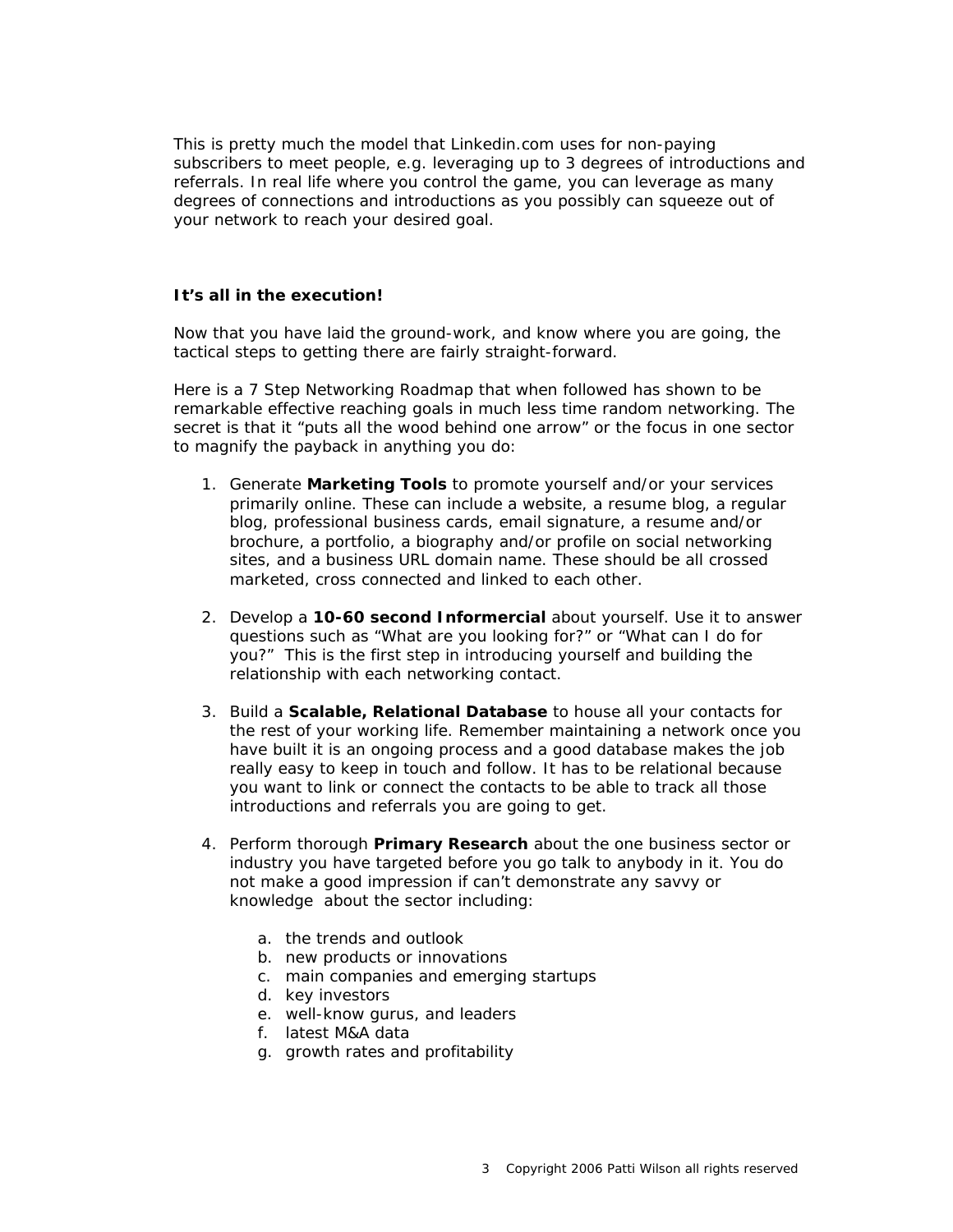This is pretty much the model that Linkedin.com uses for non-paying subscribers to meet people, e.g. leveraging up to 3 degrees of introductions and referrals. In real life where you control the game, you can leverage as many degrees of connections and introductions as you possibly can squeeze out of your network to reach your desired goal.

**It's all in the execution!**

Now that you have laid the ground-work, and know where you are going, the tactical steps to getting there are fairly straight-forward.

Here is a 7 Step Networking Roadmap that when followed has shown to be remarkable effective reaching goals in much less time random networking. The secret is that it "puts all the wood behind one arrow" or the focus in one sector to magnify the payback in anything you do:

1. Generate **Marketing Tools** to promote yourself and/or your services primarily online. These can include a website, a resume blog, a regular blog, professional business cards, email signature, a resume and/or brochure, a portfolio, a biography and/or profile on social networking sites, and a business URL domain name. These should be all crossed marketed, cross connected and linked to each other.

2. Develop a **10-60 second Informercial** about yourself. Use it to answer questions such as "What are you looking for?" or "What can I do for you?" This is the first step in introducing yourself and building the relationship with each networking contact.

3. Build a **Scalable, Relational Database** to house all your contacts for the rest of your working life. Remember maintaining a network once you have built it is an ongoing process and a good database makes the job really easy to keep in touch and follow. It has to be relational because you want to link or connect the contacts to be able to track all those introductions and referrals you are going to get.

4. Perform thorough **Primary Research** about the one business sector or industry you have targeted before you go talk to anybody in it. You do not make a good impression if can't demonstrate any savvy or knowledge about the sector including:

    a. the trends and outlook
    b. new products or innovations
    c. main companies and emerging startups
    d. key investors
    e. well-know gurus, and leaders
    f. latest M&A data
    g. growth rates and profitability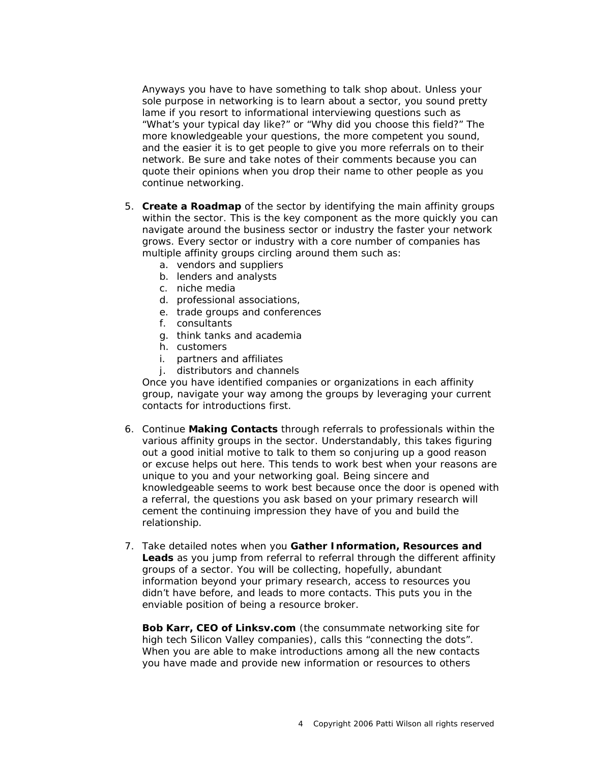Anyways you have to have something to talk shop about. Unless your sole purpose in networking is to learn about a sector, you sound pretty lame if you resort to informational interviewing questions such as "What's your typical day like?" or "Why did you choose this field?" The more knowledgeable your questions, the more competent you sound, and the easier it is to get people to give you more referrals on to their network. Be sure and take notes of their comments because you can quote their opinions when you drop their name to other people as you continue networking.

5. **Create a Roadmap** of the sector by identifying the main affinity groups within the sector. This is the key component as the more quickly you can navigate around the business sector or industry the faster your network grows. Every sector or industry with a core number of companies has multiple affinity groups circling around them such as:
   a. vendors and suppliers
   b. lenders and analysts
   c. niche media
   d. professional associations,
   e. trade groups and conferences
   f. consultants
   g. think tanks and academia
   h. customers
   i. partners and affiliates
   j. distributors and channels

   Once you have identified companies or organizations in each affinity group, navigate your way among the groups by leveraging your current contacts for introductions first.

6. Continue **Making Contacts** through referrals to professionals within the various affinity groups in the sector. Understandably, this takes figuring out a good initial motive to talk to them so conjuring up a good reason or excuse helps out here. This tends to work best when your reasons are unique to you and your networking goal. Being sincere and knowledgeable seems to work best because once the door is opened with a referral, the questions you ask based on your primary research will cement the continuing impression they have of you and build the relationship.

7. Take detailed notes when you **Gather Information, Resources and Leads** as you jump from referral to referral through the different affinity groups of a sector. You will be collecting, hopefully, abundant information beyond your primary research, access to resources you didn't have before, and leads to more contacts. This puts you in the enviable position of being a resource broker.

   **Bob Karr, CEO of Linksv.com** (the consummate networking site for high tech Silicon Valley companies), calls this "connecting the dots". When you are able to make introductions among all the new contacts you have made and provide new information or resources to others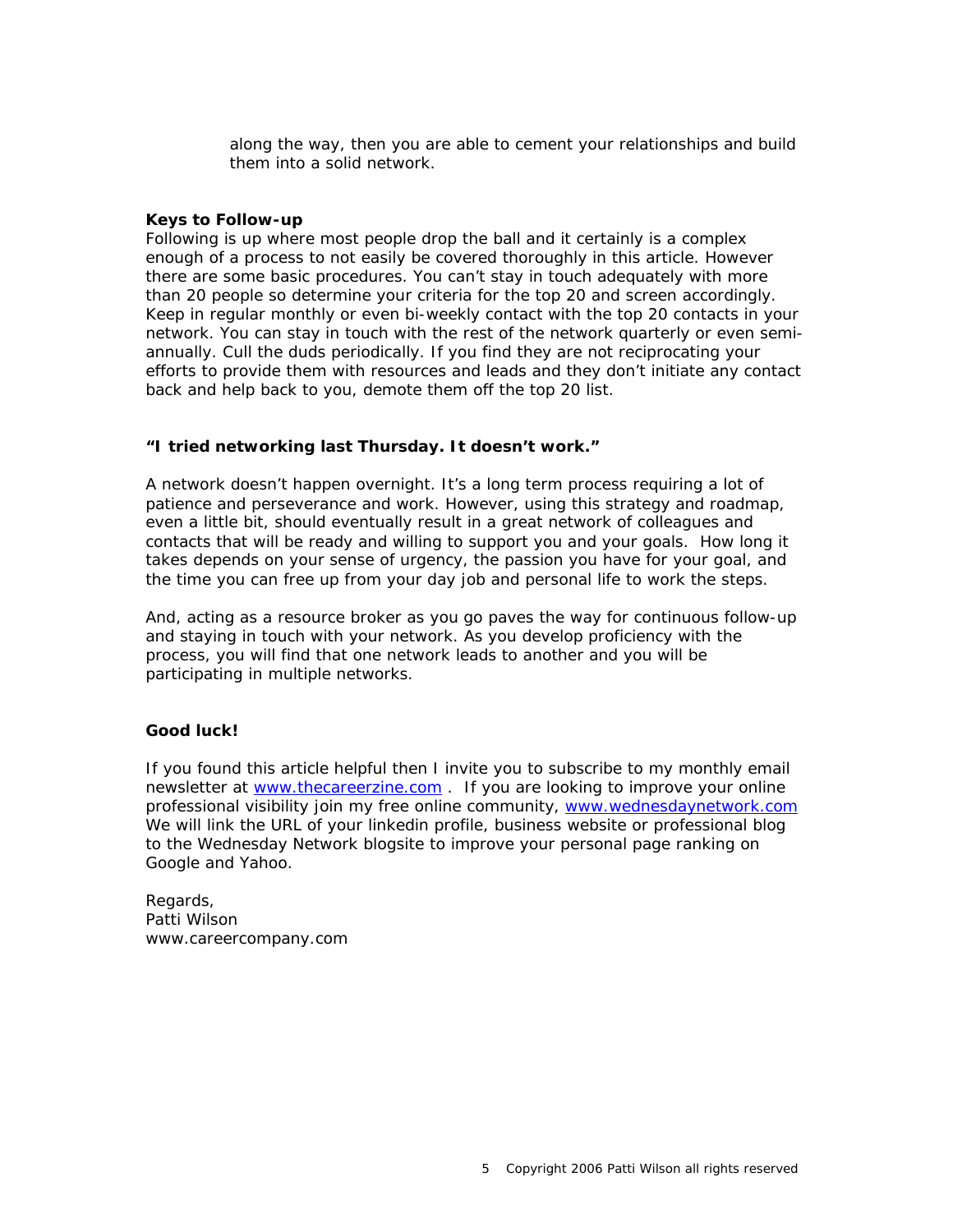along the way, then you are able to cement your relationships and build them into a solid network.

**Keys to Follow-up**

Following is up where most people drop the ball and it certainly is a complex enough of a process to not easily be covered thoroughly in this article. However there are some basic procedures. You can't stay in touch adequately with more than 20 people so determine your criteria for the top 20 and screen accordingly. Keep in regular monthly or even bi-weekly contact with the top 20 contacts in your network. You can stay in touch with the rest of the network quarterly or even semi-annually. Cull the duds periodically. If you find they are not reciprocating your efforts to provide them with resources and leads and they don't initiate any contact back and help back to you, demote them off the top 20 list.

**"I tried networking last Thursday. It doesn't work."**

A network doesn't happen overnight. It's a long term process requiring a lot of patience and perseverance and work. However, using this strategy and roadmap, even a little bit, should eventually result in a great network of colleagues and contacts that will be ready and willing to support you and your goals. How long it takes depends on your sense of urgency, the passion you have for your goal, and the time you can free up from your day job and personal life to work the steps.

And, acting as a resource broker as you go paves the way for continuous follow-up and staying in touch with your network. As you develop proficiency with the process, you will find that one network leads to another and you will be participating in multiple networks.

**Good luck!**

If you found this article helpful then I invite you to subscribe to my monthly email newsletter at [www.thecareerzine.com](www.thecareerzine.com) . If you are looking to improve your online professional visibility join my free online community, [www.wednesdaynetwork.com](www.wednesdaynetwork.com) We will link the URL of your linkedin profile, business website or professional blog to the Wednesday Network blogsite to improve your personal page ranking on Google and Yahoo.

Regards,
Patti Wilson
www.careercompany.com